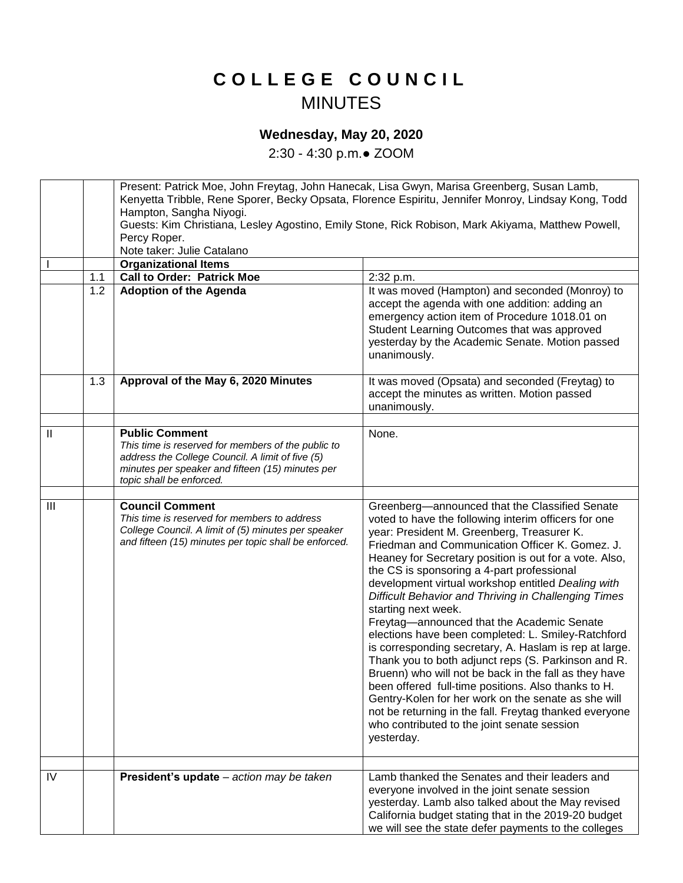# COLLEGE COUNCIL
## MINUTES

### Wednesday, May 20, 2020

2:30 - 4:30 p.m.● ZOOM

| | | | |
|---|---|---|---|
| | | Present: Patrick Moe, John Freytag, John Hanecak, Lisa Gwyn, Marisa Greenberg, Susan Lamb, Kenyetta Tribble, Rene Sporer, Becky Opsata, Florence Espiritu, Jennifer Monroy, Lindsay Kong, Todd Hampton, Sangha Niyogi.<br>Guests: Kim Christiana, Lesley Agostino, Emily Stone, Rick Robison, Mark Akiyama, Matthew Powell, Percy Roper.<br>Note taker: Julie Catalano | |
| I | | **Organizational Items** | |
| | 1.1 | **Call to Order: Patrick Moe** | 2:32 p.m. |
| | 1.2 | **Adoption of the Agenda** | It was moved (Hampton) and seconded (Monroy) to accept the agenda with one addition: adding an emergency action item of Procedure 1018.01 on Student Learning Outcomes that was approved yesterday by the Academic Senate. Motion passed unanimously. |
| | 1.3 | **Approval of the May 6, 2020 Minutes** | It was moved (Opsata) and seconded (Freytag) to accept the minutes as written. Motion passed unanimously. |
| | | | |
| II | | **Public Comment**<br>*This time is reserved for members of the public to address the College Council. A limit of five (5) minutes per speaker and fifteen (15) minutes per topic shall be enforced.* | None. |
| | | | |
| III | | **Council Comment**<br>*This time is reserved for members to address College Council. A limit of (5) minutes per speaker and fifteen (15) minutes per topic shall be enforced.* | Greenberg—announced that the Classified Senate voted to have the following interim officers for one year: President M. Greenberg, Treasurer K. Friedman and Communication Officer K. Gomez. J. Heaney for Secretary position is out for a vote. Also, the CS is sponsoring a 4-part professional development virtual workshop entitled *Dealing with Difficult Behavior and Thriving in Challenging Times* starting next week.<br>Freytag—announced that the Academic Senate elections have been completed: L. Smiley-Ratchford is corresponding secretary, A. Haslam is rep at large. Thank you to both adjunct reps (S. Parkinson and R. Bruenn) who will not be back in the fall as they have been offered full-time positions. Also thanks to H. Gentry-Kolen for her work on the senate as she will not be returning in the fall. Freytag thanked everyone who contributed to the joint senate session yesterday. |
| | | | |
| IV | | **President's update** – *action may be taken* | Lamb thanked the Senates and their leaders and everyone involved in the joint senate session yesterday. Lamb also talked about the May revised California budget stating that in the 2019-20 budget we will see the state defer payments to the colleges |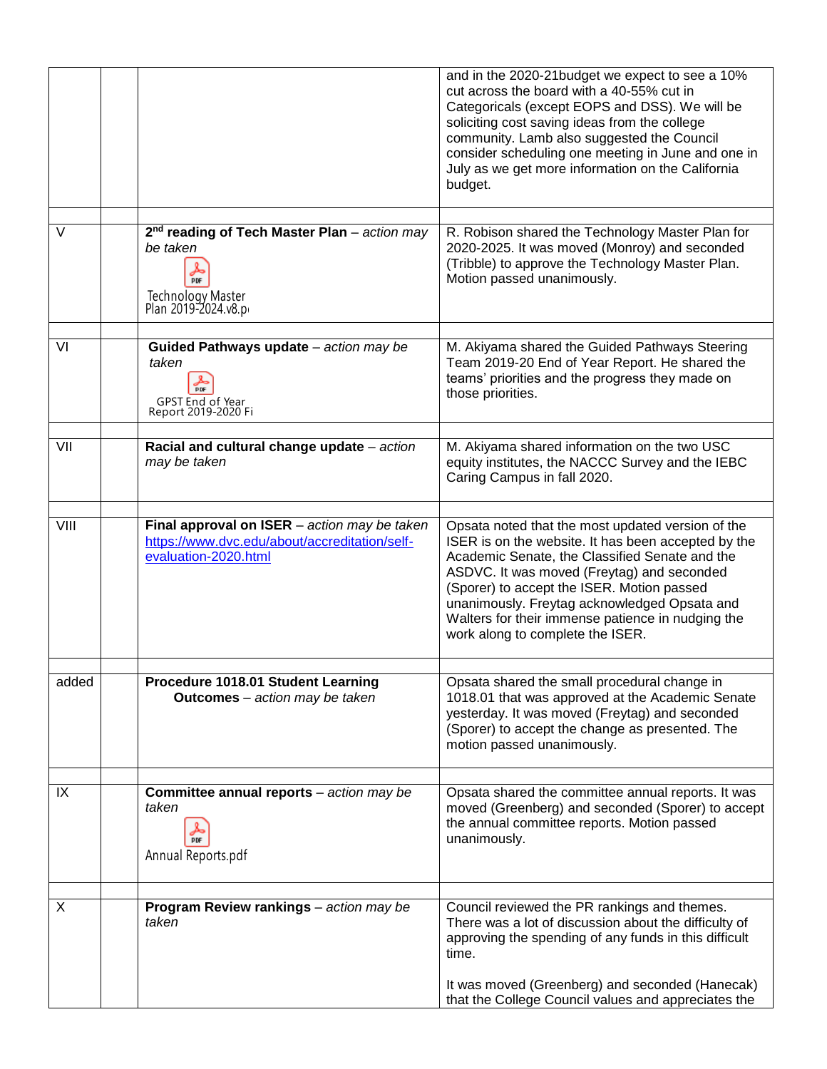| | | | |
|---|---|---|---|
| | | | and in the 2020-21budget we expect to see a 10% cut across the board with a 40-55% cut in Categoricals (except EOPS and DSS). We will be soliciting cost saving ideas from the college community. Lamb also suggested the Council consider scheduling one meeting in June and one in July as we get more information on the California budget. |
| | | | |
| V | | **2nd reading of Tech Master Plan** – *action may be taken* Technology Master Plan 2019-2024.v8.p | R. Robison shared the Technology Master Plan for 2020-2025. It was moved (Monroy) and seconded (Tribble) to approve the Technology Master Plan. Motion passed unanimously. |
| | | | |
| VI | | **Guided Pathways update** – *action may be taken* GPST End of Year Report 2019-2020 Fi | M. Akiyama shared the Guided Pathways Steering Team 2019-20 End of Year Report. He shared the teams' priorities and the progress they made on those priorities. |
| | | | |
| VII | | **Racial and cultural change update** – *action may be taken* | M. Akiyama shared information on the two USC equity institutes, the NACCC Survey and the IEBC Caring Campus in fall 2020. |
| | | | |
| VIII | | **Final approval on ISER** – *action may be taken* https://www.dvc.edu/about/accreditation/self-evaluation-2020.html | Opsata noted that the most updated version of the ISER is on the website. It has been accepted by the Academic Senate, the Classified Senate and the ASDVC. It was moved (Freytag) and seconded (Sporer) to accept the ISER. Motion passed unanimously. Freytag acknowledged Opsata and Walters for their immense patience in nudging the work along to complete the ISER. |
| | | | |
| added | | **Procedure 1018.01 Student Learning Outcomes** – *action may be taken* | Opsata shared the small procedural change in 1018.01 that was approved at the Academic Senate yesterday. It was moved (Freytag) and seconded (Sporer) to accept the change as presented. The motion passed unanimously. |
| | | | |
| IX | | **Committee annual reports** – *action may be taken* Annual Reports.pdf | Opsata shared the committee annual reports. It was moved (Greenberg) and seconded (Sporer) to accept the annual committee reports. Motion passed unanimously. |
| | | | |
| X | | **Program Review rankings** – *action may be taken* | Council reviewed the PR rankings and themes. There was a lot of discussion about the difficulty of approving the spending of any funds in this difficult time.<br><br>It was moved (Greenberg) and seconded (Hanecak) that the College Council values and appreciates the |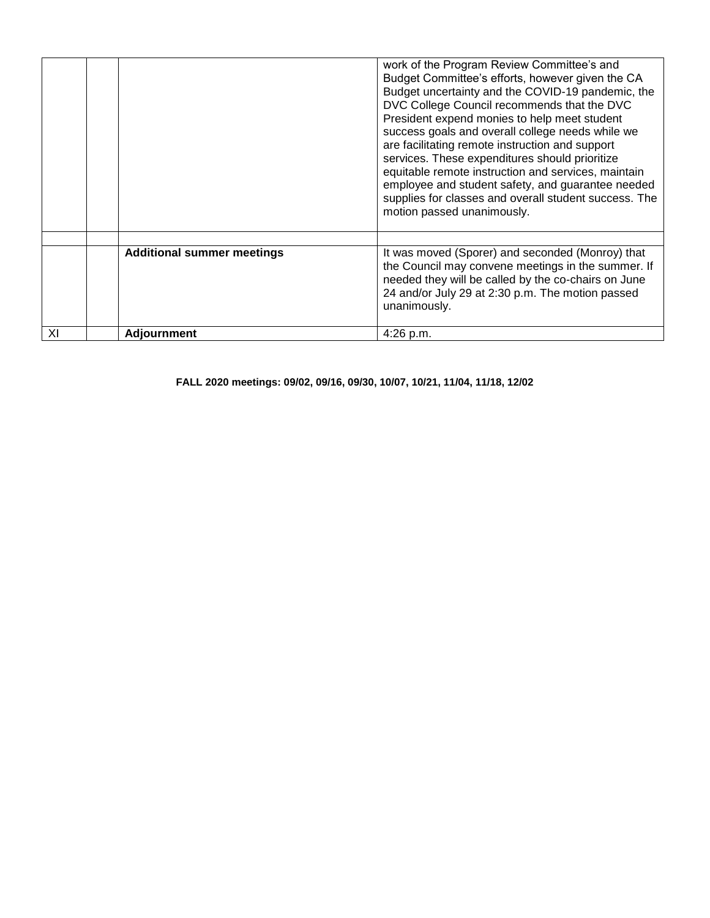| | | | |
|---|---|---|---|
| | | | work of the Program Review Committee's and Budget Committee's efforts, however given the CA Budget uncertainty and the COVID-19 pandemic, the DVC College Council recommends that the DVC President expend monies to help meet student success goals and overall college needs while we are facilitating remote instruction and support services. These expenditures should prioritize equitable remote instruction and services, maintain employee and student safety, and guarantee needed supplies for classes and overall student success. The motion passed unanimously. |
| | | | |
| | | **Additional summer meetings** | It was moved (Sporer) and seconded (Monroy) that the Council may convene meetings in the summer. If needed they will be called by the co-chairs on June 24 and/or July 29 at 2:30 p.m. The motion passed unanimously. |
| XI | | **Adjournment** | 4:26 p.m. |

**FALL 2020 meetings: 09/02, 09/16, 09/30, 10/07, 10/21, 11/04, 11/18, 12/02**